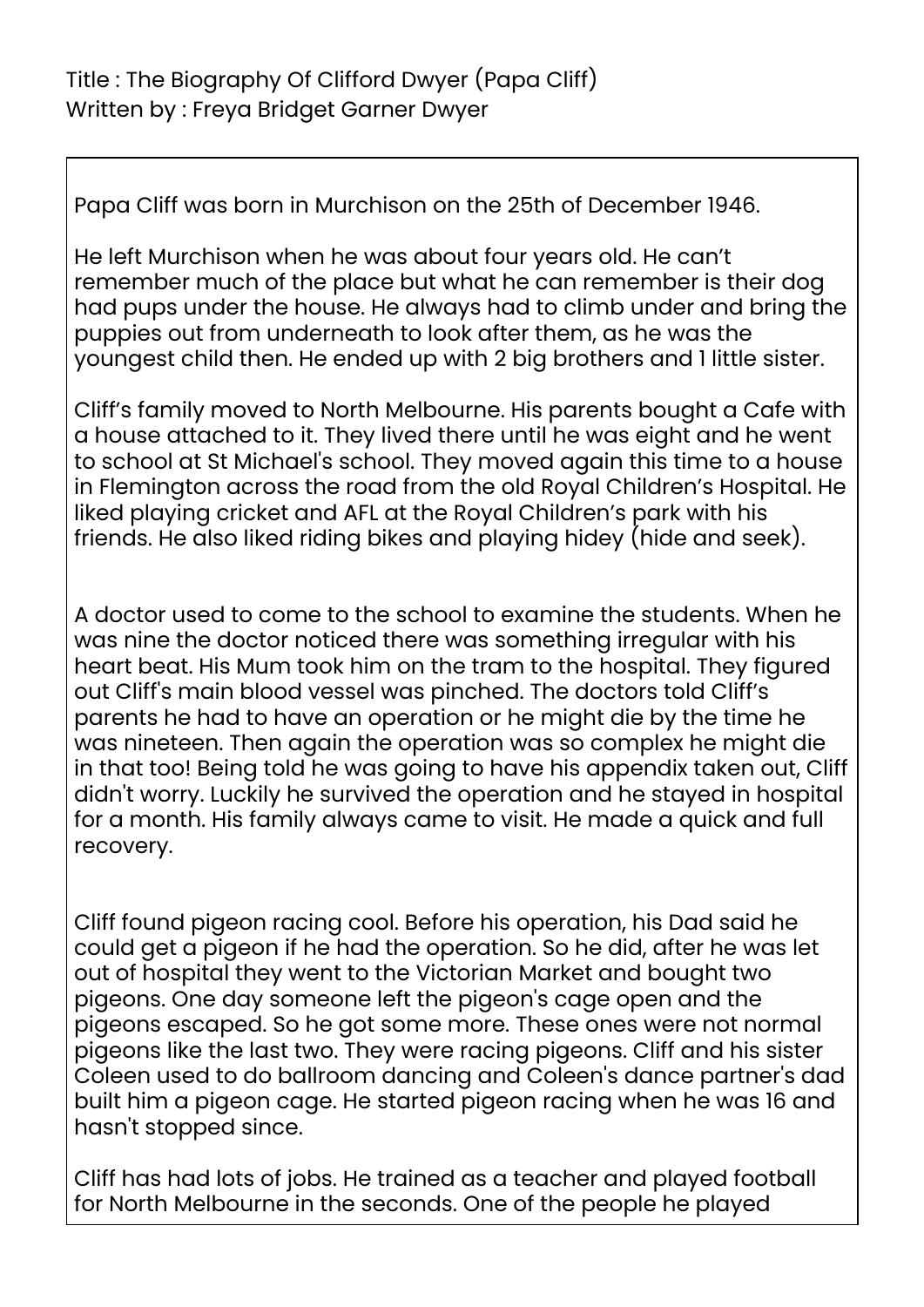Title : The Biography Of Clifford Dwyer (Papa Cliff)
Written by : Freya Bridget Garner Dwyer

Papa Cliff was born in Murchison on the 25th of December 1946.

He left Murchison when he was about four years old. He can't remember much of the place but what he can remember is their dog had pups under the house. He always had to climb under and bring the puppies out from underneath to look after them, as he was the youngest child then. He ended up with 2 big brothers and 1 little sister.

Cliff's family moved to North Melbourne. His parents bought a Cafe with a house attached to it. They lived there until he was eight and he went to school at St Michael's school. They moved again this time to a house in Flemington across the road from the old Royal Children's Hospital. He liked playing cricket and AFL at the Royal Children's park with his friends. He also liked riding bikes and playing hidey (hide and seek).

A doctor used to come to the school to examine the students. When he was nine the doctor noticed there was something irregular with his heart beat. His Mum took him on the tram to the hospital. They figured out Cliff's main blood vessel was pinched. The doctors told Cliff's parents he had to have an operation or he might die by the time he was nineteen. Then again the operation was so complex he might die in that too! Being told he was going to have his appendix taken out, Cliff didn't worry. Luckily he survived the operation and he stayed in hospital for a month. His family always came to visit. He made a quick and full recovery.

Cliff found pigeon racing cool. Before his operation, his Dad said he could get a pigeon if he had the operation. So he did, after he was let out of hospital they went to the Victorian Market and bought two pigeons. One day someone left the pigeon's cage open and the pigeons escaped. So he got some more. These ones were not normal pigeons like the last two. They were racing pigeons. Cliff and his sister Coleen used to do ballroom dancing and Coleen's dance partner's dad built him a pigeon cage. He started pigeon racing when he was 16 and hasn't stopped since.

Cliff has had lots of jobs. He trained as a teacher and played football for North Melbourne in the seconds. One of the people he played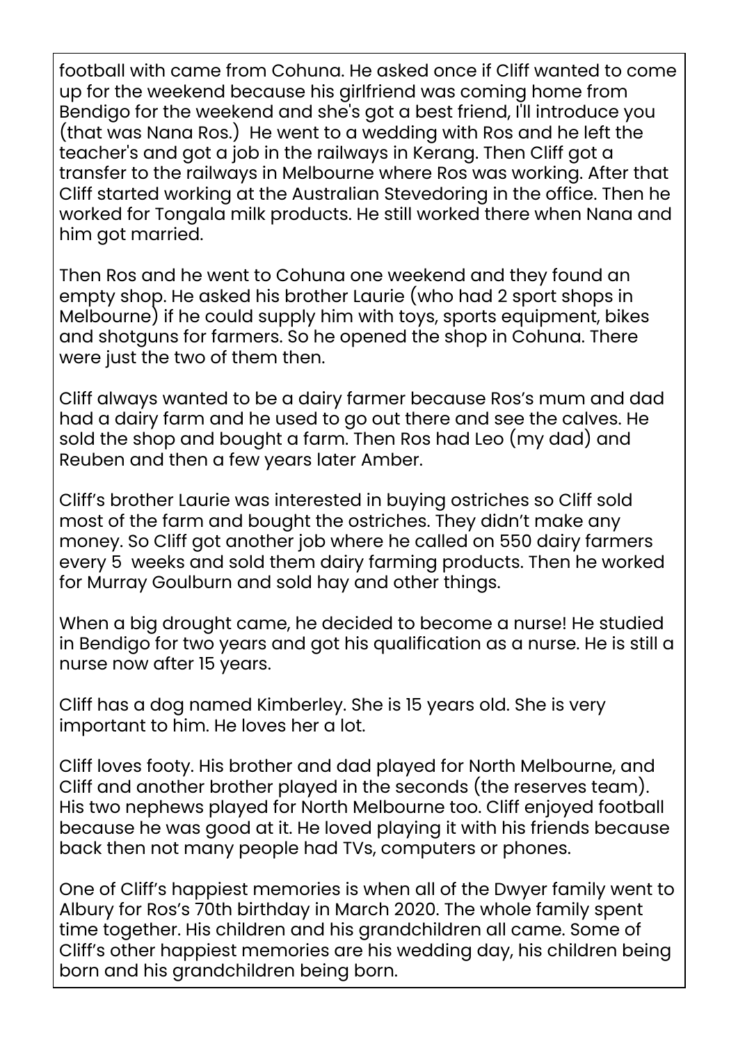football with came from Cohuna. He asked once if Cliff wanted to come up for the weekend because his girlfriend was coming home from Bendigo for the weekend and she's got a best friend, I'll introduce you (that was Nana Ros.)  He went to a wedding with Ros and he left the teacher's and got a job in the railways in Kerang. Then Cliff got a transfer to the railways in Melbourne where Ros was working. After that Cliff started working at the Australian Stevedoring in the office. Then he worked for Tongala milk products. He still worked there when Nana and him got married.

Then Ros and he went to Cohuna one weekend and they found an empty shop. He asked his brother Laurie (who had 2 sport shops in Melbourne) if he could supply him with toys, sports equipment, bikes and shotguns for farmers. So he opened the shop in Cohuna. There were just the two of them then.

Cliff always wanted to be a dairy farmer because Ros's mum and dad had a dairy farm and he used to go out there and see the calves. He sold the shop and bought a farm. Then Ros had Leo (my dad) and Reuben and then a few years later Amber.

Cliff's brother Laurie was interested in buying ostriches so Cliff sold most of the farm and bought the ostriches. They didn't make any money. So Cliff got another job where he called on 550 dairy farmers every 5  weeks and sold them dairy farming products. Then he worked for Murray Goulburn and sold hay and other things.

When a big drought came, he decided to become a nurse! He studied in Bendigo for two years and got his qualification as a nurse. He is still a nurse now after 15 years.

Cliff has a dog named Kimberley. She is 15 years old. She is very important to him. He loves her a lot.

Cliff loves footy. His brother and dad played for North Melbourne, and Cliff and another brother played in the seconds (the reserves team). His two nephews played for North Melbourne too. Cliff enjoyed football because he was good at it. He loved playing it with his friends because back then not many people had TVs, computers or phones.

One of Cliff's happiest memories is when all of the Dwyer family went to Albury for Ros's 70th birthday in March 2020. The whole family spent time together. His children and his grandchildren all came. Some of Cliff's other happiest memories are his wedding day, his children being born and his grandchildren being born.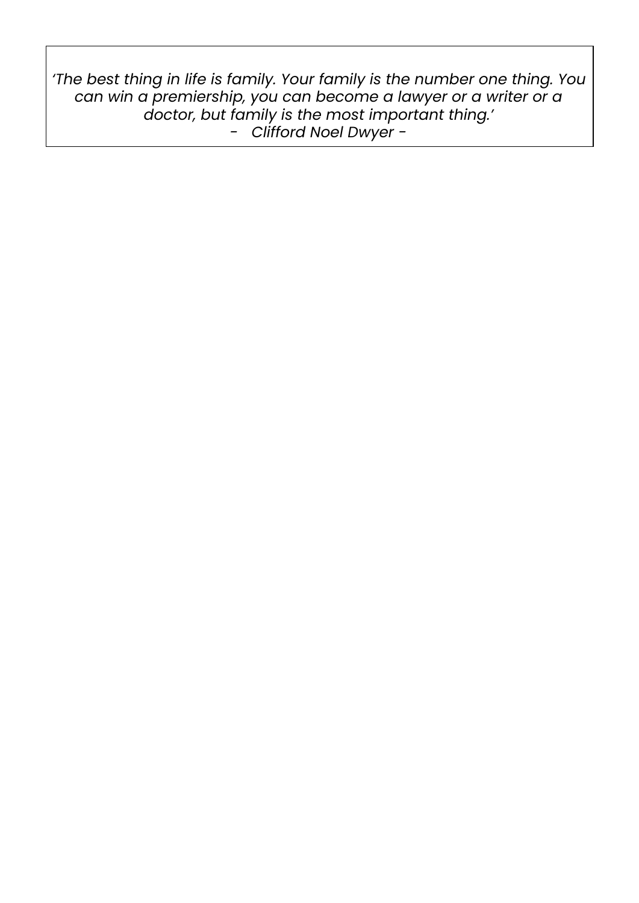*‘The best thing in life is family. Your family is the number one thing. You can win a premiership, you can become a lawyer or a writer or a doctor, but family is the most important thing.’*

*- Clifford Noel Dwyer -*